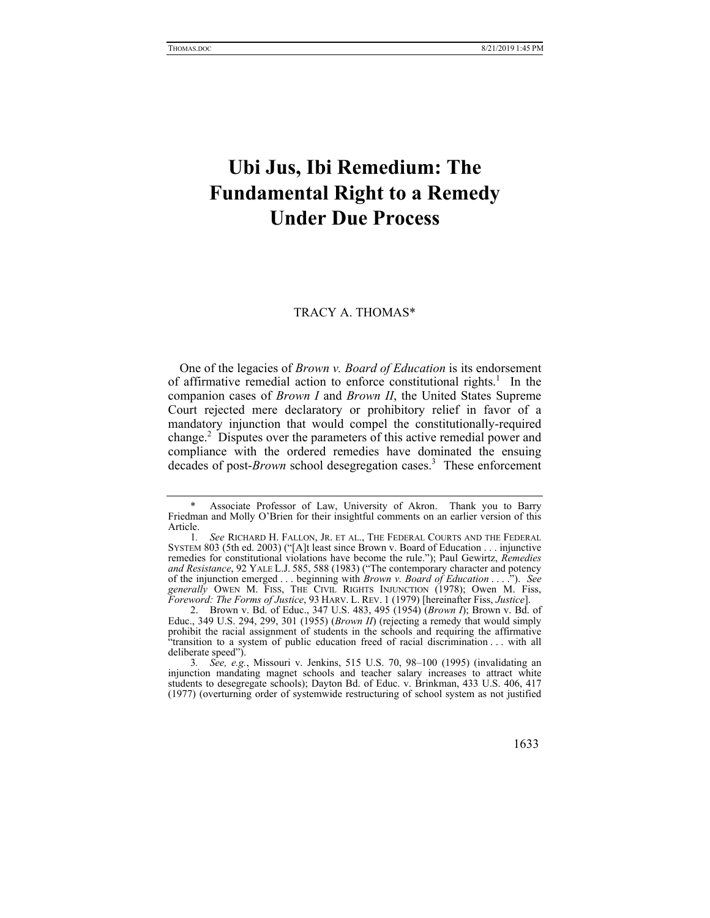# Ubi Jus, Ibi Remedium: The Fundamental Right to a Remedy Under Due Process

TRACY A. THOMAS*

One of the legacies of *Brown v. Board of Education* is its endorsement of affirmative remedial action to enforce constitutional rights.[1] In the companion cases of *Brown I* and *Brown II*, the United States Supreme Court rejected mere declaratory or prohibitory relief in favor of a mandatory injunction that would compel the constitutionally-required change.[2] Disputes over the parameters of this active remedial power and compliance with the ordered remedies have dominated the ensuing decades of post-*Brown* school desegregation cases.[3] These enforcement

---

\* Associate Professor of Law, University of Akron. Thank you to Barry Friedman and Molly O'Brien for their insightful comments on an earlier version of this Article.

1. *See* RICHARD H. FALLON, JR. ET AL., THE FEDERAL COURTS AND THE FEDERAL SYSTEM 803 (5th ed. 2003) ("[A]t least since Brown v. Board of Education . . . injunctive remedies for constitutional violations have become the rule."); Paul Gewirtz, *Remedies and Resistance*, 92 YALE L.J. 585, 588 (1983) ("The contemporary character and potency of the injunction emerged . . . beginning with *Brown v. Board of Education* . . . ."). *See generally* OWEN M. FISS, THE CIVIL RIGHTS INJUNCTION (1978); Owen M. Fiss, *Foreword: The Forms of Justice*, 93 HARV. L. REV. 1 (1979) [hereinafter Fiss, *Justice*].

2. Brown v. Bd. of Educ., 347 U.S. 483, 495 (1954) (*Brown I*); Brown v. Bd. of Educ., 349 U.S. 294, 299, 301 (1955) (*Brown II*) (rejecting a remedy that would simply prohibit the racial assignment of students in the schools and requiring the affirmative "transition to a system of public education freed of racial discrimination . . . with all deliberate speed").

3. *See, e.g.*, Missouri v. Jenkins, 515 U.S. 70, 98–100 (1995) (invalidating an injunction mandating magnet schools and teacher salary increases to attract white students to desegregate schools); Dayton Bd. of Educ. v. Brinkman, 433 U.S. 406, 417 (1977) (overturning order of systemwide restructuring of school system as not justified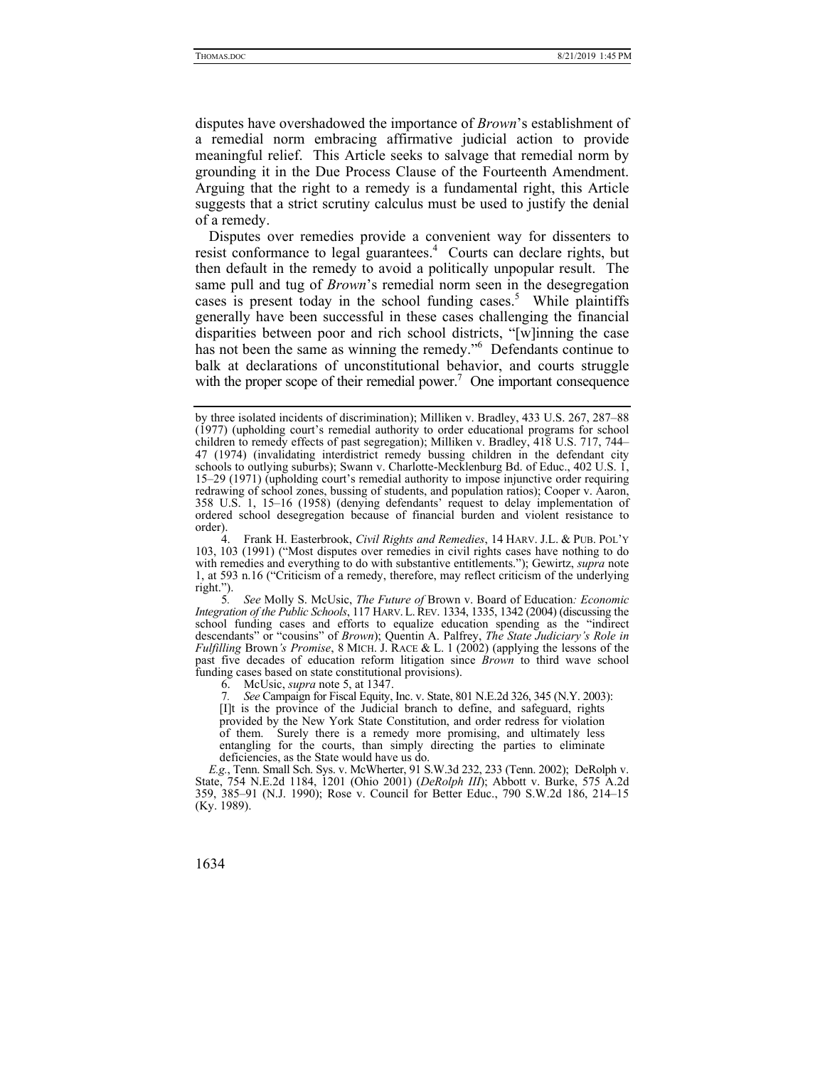disputes have overshadowed the importance of *Brown*'s establishment of a remedial norm embracing affirmative judicial action to provide meaningful relief. This Article seeks to salvage that remedial norm by grounding it in the Due Process Clause of the Fourteenth Amendment. Arguing that the right to a remedy is a fundamental right, this Article suggests that a strict scrutiny calculus must be used to justify the denial of a remedy.

Disputes over remedies provide a convenient way for dissenters to resist conformance to legal guarantees.[4] Courts can declare rights, but then default in the remedy to avoid a politically unpopular result. The same pull and tug of *Brown*'s remedial norm seen in the desegregation cases is present today in the school funding cases.[5] While plaintiffs generally have been successful in these cases challenging the financial disparities between poor and rich school districts, "[w]inning the case has not been the same as winning the remedy."[6] Defendants continue to balk at declarations of unconstitutional behavior, and courts struggle with the proper scope of their remedial power.[7] One important consequence

---

by three isolated incidents of discrimination); Milliken v. Bradley, 433 U.S. 267, 287–88 (1977) (upholding court's remedial authority to order educational programs for school children to remedy effects of past segregation); Milliken v. Bradley, 418 U.S. 717, 744–47 (1974) (invalidating interdistrict remedy bussing children in the defendant city schools to outlying suburbs); Swann v. Charlotte-Mecklenburg Bd. of Educ., 402 U.S. 1, 15–29 (1971) (upholding court's remedial authority to impose injunctive order requiring redrawing of school zones, bussing of students, and population ratios); Cooper v. Aaron, 358 U.S. 1, 15–16 (1958) (denying defendants' request to delay implementation of ordered school desegregation because of financial burden and violent resistance to order).

4. Frank H. Easterbrook, *Civil Rights and Remedies*, 14 HARV. J.L. & PUB. POL'Y 103, 103 (1991) ("Most disputes over remedies in civil rights cases have nothing to do with remedies and everything to do with substantive entitlements."); Gewirtz, *supra* note 1, at 593 n.16 ("Criticism of a remedy, therefore, may reflect criticism of the underlying right.").

5. *See* Molly S. McUsic, *The Future of* Brown v. Board of Education*: Economic Integration of the Public Schools*, 117 HARV. L. REV. 1334, 1335, 1342 (2004) (discussing the school funding cases and efforts to equalize education spending as the "indirect descendants" or "cousins" of *Brown*); Quentin A. Palfrey, *The State Judiciary's Role in Fulfilling* Brown*'s Promise*, 8 MICH. J. RACE & L. 1 (2002) (applying the lessons of the past five decades of education reform litigation since *Brown* to third wave school funding cases based on state constitutional provisions).

6. McUsic, *supra* note 5, at 1347.

7. *See* Campaign for Fiscal Equity, Inc. v. State, 801 N.E.2d 326, 345 (N.Y. 2003):

> [I]t is the province of the Judicial branch to define, and safeguard, rights provided by the New York State Constitution, and order redress for violation of them. Surely there is a remedy more promising, and ultimately less entangling for the courts, than simply directing the parties to eliminate deficiencies, as the State would have us do.

*E.g.*, Tenn. Small Sch. Sys. v. McWherter, 91 S.W.3d 232, 233 (Tenn. 2002); DeRolph v. State, 754 N.E.2d 1184, 1201 (Ohio 2001) (*DeRolph III*); Abbott v. Burke, 575 A.2d 359, 385–91 (N.J. 1990); Rose v. Council for Better Educ., 790 S.W.2d 186, 214–15 (Ky. 1989).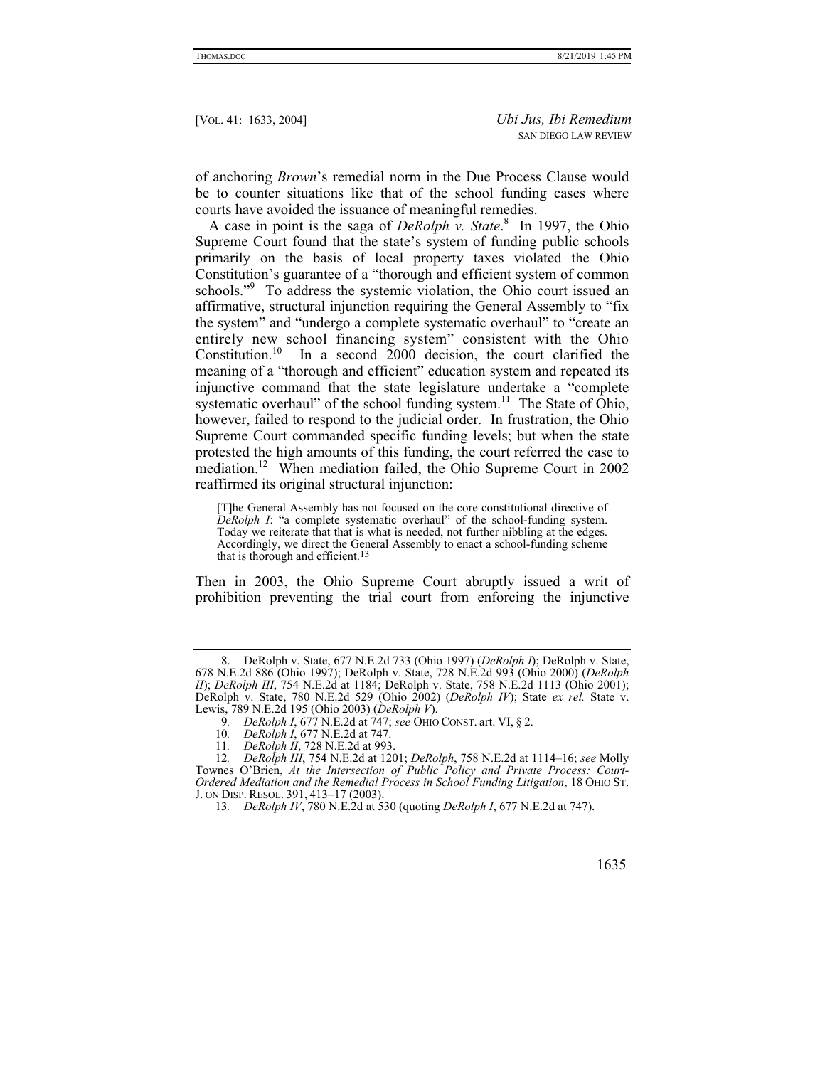of anchoring *Brown*'s remedial norm in the Due Process Clause would be to counter situations like that of the school funding cases where courts have avoided the issuance of meaningful remedies.

A case in point is the saga of *DeRolph v. State*.[8] In 1997, the Ohio Supreme Court found that the state's system of funding public schools primarily on the basis of local property taxes violated the Ohio Constitution's guarantee of a "thorough and efficient system of common schools."[9] To address the systemic violation, the Ohio court issued an affirmative, structural injunction requiring the General Assembly to "fix the system" and "undergo a complete systematic overhaul" to "create an entirely new school financing system" consistent with the Ohio Constitution.[10] In a second 2000 decision, the court clarified the meaning of a "thorough and efficient" education system and repeated its injunctive command that the state legislature undertake a "complete systematic overhaul" of the school funding system.[11] The State of Ohio, however, failed to respond to the judicial order. In frustration, the Ohio Supreme Court commanded specific funding levels; but when the state protested the high amounts of this funding, the court referred the case to mediation.[12] When mediation failed, the Ohio Supreme Court in 2002 reaffirmed its original structural injunction:

> [T]he General Assembly has not focused on the core constitutional directive of *DeRolph I*: "a complete systematic overhaul" of the school-funding system. Today we reiterate that that is what is needed, not further nibbling at the edges. Accordingly, we direct the General Assembly to enact a school-funding scheme that is thorough and efficient.[13]

Then in 2003, the Ohio Supreme Court abruptly issued a writ of prohibition preventing the trial court from enforcing the injunctive

---

8. DeRolph v. State, 677 N.E.2d 733 (Ohio 1997) (*DeRolph I*); DeRolph v. State, 678 N.E.2d 886 (Ohio 1997); DeRolph v. State, 728 N.E.2d 993 (Ohio 2000) (*DeRolph II*); *DeRolph III*, 754 N.E.2d at 1184; DeRolph v. State, 758 N.E.2d 1113 (Ohio 2001); DeRolph v. State, 780 N.E.2d 529 (Ohio 2002) (*DeRolph IV*); State *ex rel.* State v. Lewis, 789 N.E.2d 195 (Ohio 2003) (*DeRolph V*).

9. *DeRolph I*, 677 N.E.2d at 747; *see* OHIO CONST. art. VI, § 2.

10. *DeRolph I*, 677 N.E.2d at 747.

11. *DeRolph II*, 728 N.E.2d at 993.

12. *DeRolph III*, 754 N.E.2d at 1201; *DeRolph*, 758 N.E.2d at 1114–16; *see* Molly Townes O'Brien, *At the Intersection of Public Policy and Private Process: Court-Ordered Mediation and the Remedial Process in School Funding Litigation*, 18 OHIO ST. J. ON DISP. RESOL. 391, 413–17 (2003).

13. *DeRolph IV*, 780 N.E.2d at 530 (quoting *DeRolph I*, 677 N.E.2d at 747).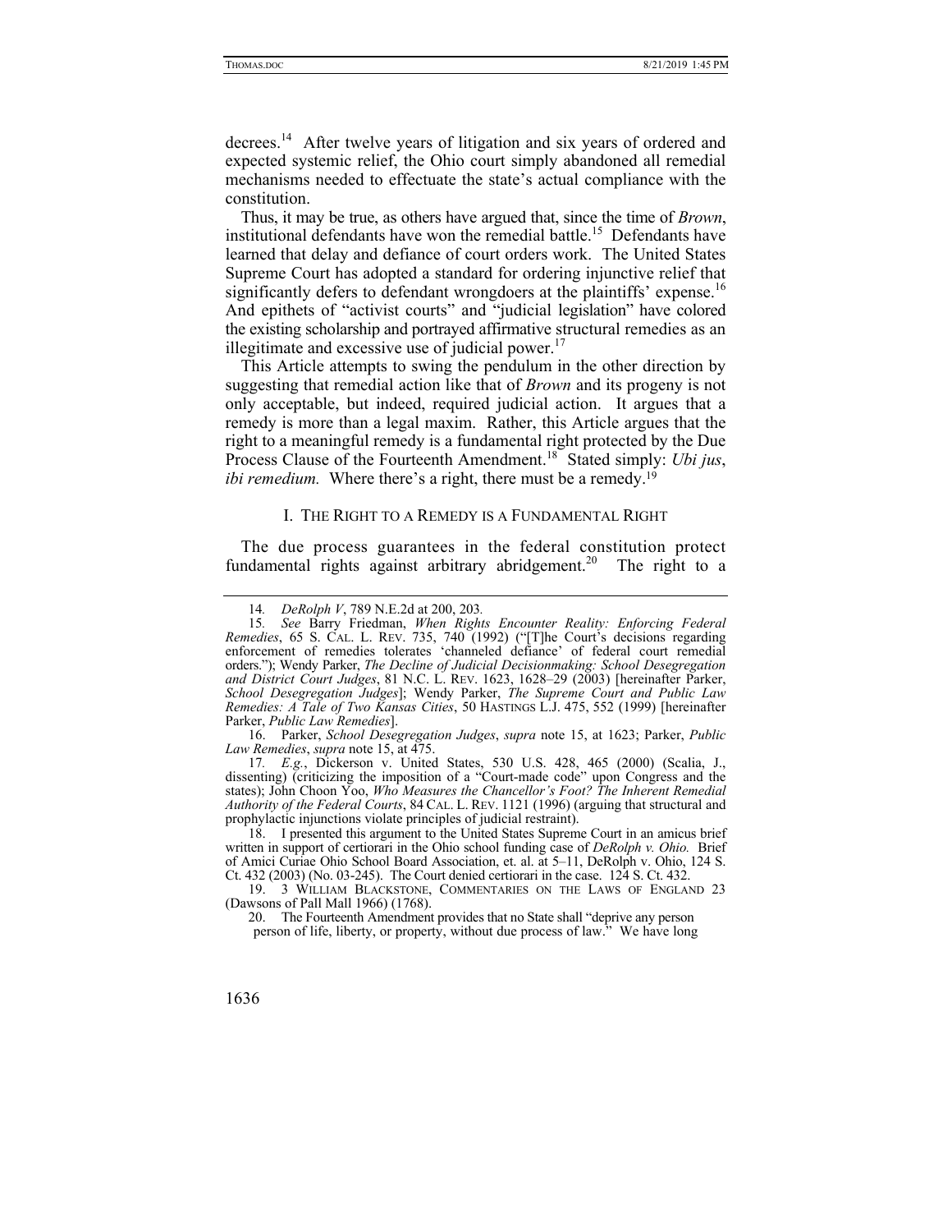decrees.[14] After twelve years of litigation and six years of ordered and expected systemic relief, the Ohio court simply abandoned all remedial mechanisms needed to effectuate the state's actual compliance with the constitution.

Thus, it may be true, as others have argued that, since the time of *Brown*, institutional defendants have won the remedial battle.[15] Defendants have learned that delay and defiance of court orders work. The United States Supreme Court has adopted a standard for ordering injunctive relief that significantly defers to defendant wrongdoers at the plaintiffs' expense.[16] And epithets of "activist courts" and "judicial legislation" have colored the existing scholarship and portrayed affirmative structural remedies as an illegitimate and excessive use of judicial power.[17]

This Article attempts to swing the pendulum in the other direction by suggesting that remedial action like that of *Brown* and its progeny is not only acceptable, but indeed, required judicial action. It argues that a remedy is more than a legal maxim. Rather, this Article argues that the right to a meaningful remedy is a fundamental right protected by the Due Process Clause of the Fourteenth Amendment.[18] Stated simply: *Ubi jus, ibi remedium.* Where there's a right, there must be a remedy.[19]

## I. The Right to a Remedy is a Fundamental Right

The due process guarantees in the federal constitution protect fundamental rights against arbitrary abridgement.[20] The right to a

---

14. *DeRolph V*, 789 N.E.2d at 200, 203.

15. *See* Barry Friedman, *When Rights Encounter Reality: Enforcing Federal Remedies*, 65 S. CAL. L. REV. 735, 740 (1992) ("[T]he Court's decisions regarding enforcement of remedies tolerates 'channeled defiance' of federal court remedial orders."); Wendy Parker, *The Decline of Judicial Decisionmaking: School Desegregation and District Court Judges*, 81 N.C. L. REV. 1623, 1628–29 (2003) [hereinafter Parker, *School Desegregation Judges*]; Wendy Parker, *The Supreme Court and Public Law Remedies: A Tale of Two Kansas Cities*, 50 HASTINGS L.J. 475, 552 (1999) [hereinafter Parker, *Public Law Remedies*].

16. Parker, *School Desegregation Judges*, *supra* note 15, at 1623; Parker, *Public Law Remedies*, *supra* note 15, at 475.

17. *E.g.*, Dickerson v. United States, 530 U.S. 428, 465 (2000) (Scalia, J., dissenting) (criticizing the imposition of a "Court-made code" upon Congress and the states); John Choon Yoo, *Who Measures the Chancellor's Foot? The Inherent Remedial Authority of the Federal Courts*, 84 CAL. L. REV. 1121 (1996) (arguing that structural and prophylactic injunctions violate principles of judicial restraint).

18. I presented this argument to the United States Supreme Court in an amicus brief written in support of certiorari in the Ohio school funding case of *DeRolph v. Ohio.* Brief of Amici Curiae Ohio School Board Association, et. al. at 5–11, DeRolph v. Ohio, 124 S. Ct. 432 (2003) (No. 03-245). The Court denied certiorari in the case. 124 S. Ct. 432.

19. 3 WILLIAM BLACKSTONE, COMMENTARIES ON THE LAWS OF ENGLAND 23 (Dawsons of Pall Mall 1966) (1768).

20. The Fourteenth Amendment provides that no State shall "deprive any person person of life, liberty, or property, without due process of law." We have long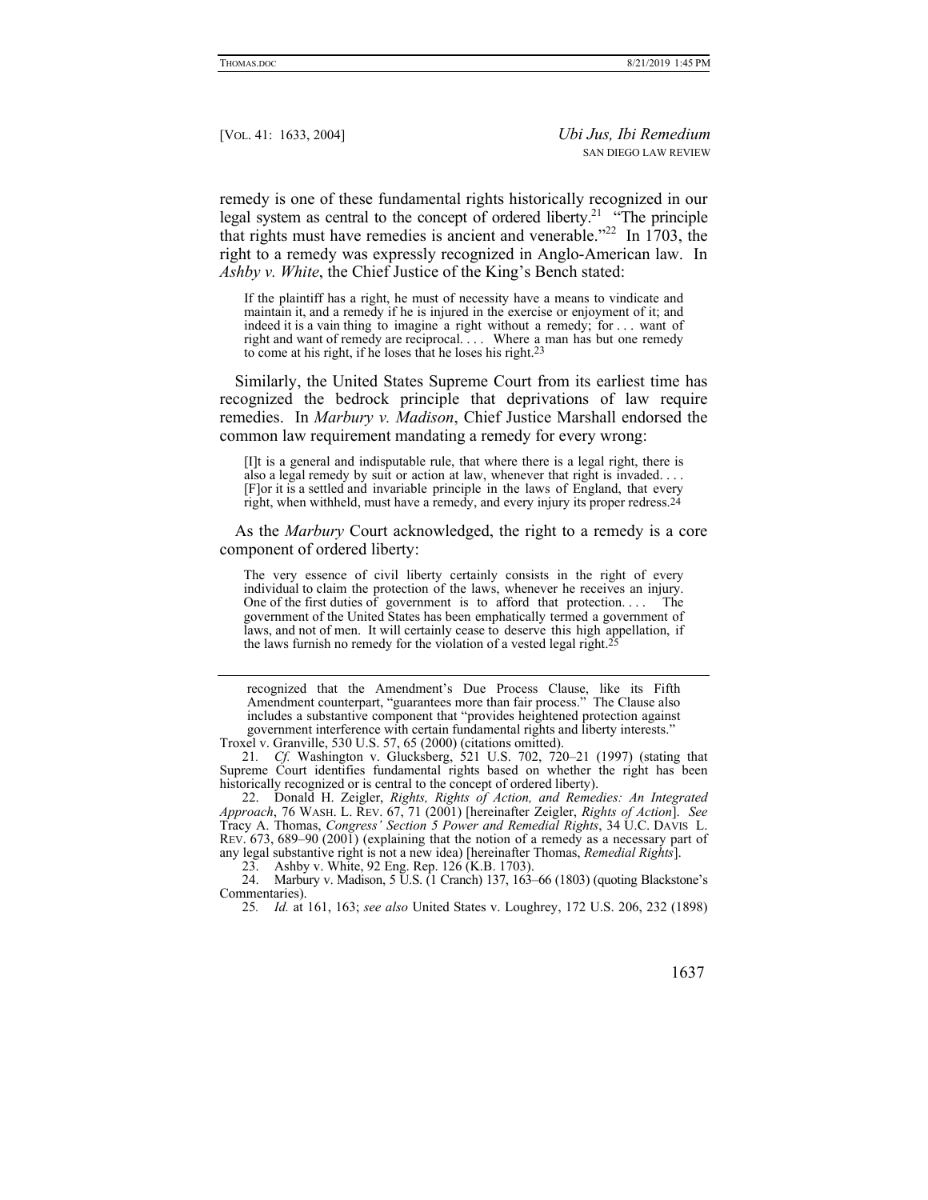remedy is one of these fundamental rights historically recognized in our legal system as central to the concept of ordered liberty.[21] "The principle that rights must have remedies is ancient and venerable."[22] In 1703, the right to a remedy was expressly recognized in Anglo-American law. In *Ashby v. White*, the Chief Justice of the King's Bench stated:

> If the plaintiff has a right, he must of necessity have a means to vindicate and maintain it, and a remedy if he is injured in the exercise or enjoyment of it; and indeed it is a vain thing to imagine a right without a remedy; for . . . want of right and want of remedy are reciprocal. . . . Where a man has but one remedy to come at his right, if he loses that he loses his right.[23]

Similarly, the United States Supreme Court from its earliest time has recognized the bedrock principle that deprivations of law require remedies. In *Marbury v. Madison*, Chief Justice Marshall endorsed the common law requirement mandating a remedy for every wrong:

> [I]t is a general and indisputable rule, that where there is a legal right, there is also a legal remedy by suit or action at law, whenever that right is invaded. . . . [F]or it is a settled and invariable principle in the laws of England, that every right, when withheld, must have a remedy, and every injury its proper redress.[24]

As the *Marbury* Court acknowledged, the right to a remedy is a core component of ordered liberty:

> The very essence of civil liberty certainly consists in the right of every individual to claim the protection of the laws, whenever he receives an injury. One of the first duties of government is to afford that protection. . . . The government of the United States has been emphatically termed a government of laws, and not of men. It will certainly cease to deserve this high appellation, if the laws furnish no remedy for the violation of a vested legal right.[25]

---

recognized that the Amendment's Due Process Clause, like its Fifth Amendment counterpart, "guarantees more than fair process." The Clause also includes a substantive component that "provides heightened protection against government interference with certain fundamental rights and liberty interests." Troxel v. Granville, 530 U.S. 57, 65 (2000) (citations omitted).

21. *Cf.* Washington v. Glucksberg, 521 U.S. 702, 720–21 (1997) (stating that Supreme Court identifies fundamental rights based on whether the right has been historically recognized or is central to the concept of ordered liberty).

22. Donald H. Zeigler, *Rights, Rights of Action, and Remedies: An Integrated Approach*, 76 WASH. L. REV. 67, 71 (2001) [hereinafter Zeigler, *Rights of Action*]. *See* Tracy A. Thomas, *Congress' Section 5 Power and Remedial Rights*, 34 U.C. DAVIS L. REV. 673, 689–90 (2001) (explaining that the notion of a remedy as a necessary part of any legal substantive right is not a new idea) [hereinafter Thomas, *Remedial Rights*].

23. Ashby v. White, 92 Eng. Rep. 126 (K.B. 1703).

24. Marbury v. Madison, 5 U.S. (1 Cranch) 137, 163–66 (1803) (quoting Blackstone's Commentaries).

25. *Id.* at 161, 163; *see also* United States v. Loughrey, 172 U.S. 206, 232 (1898)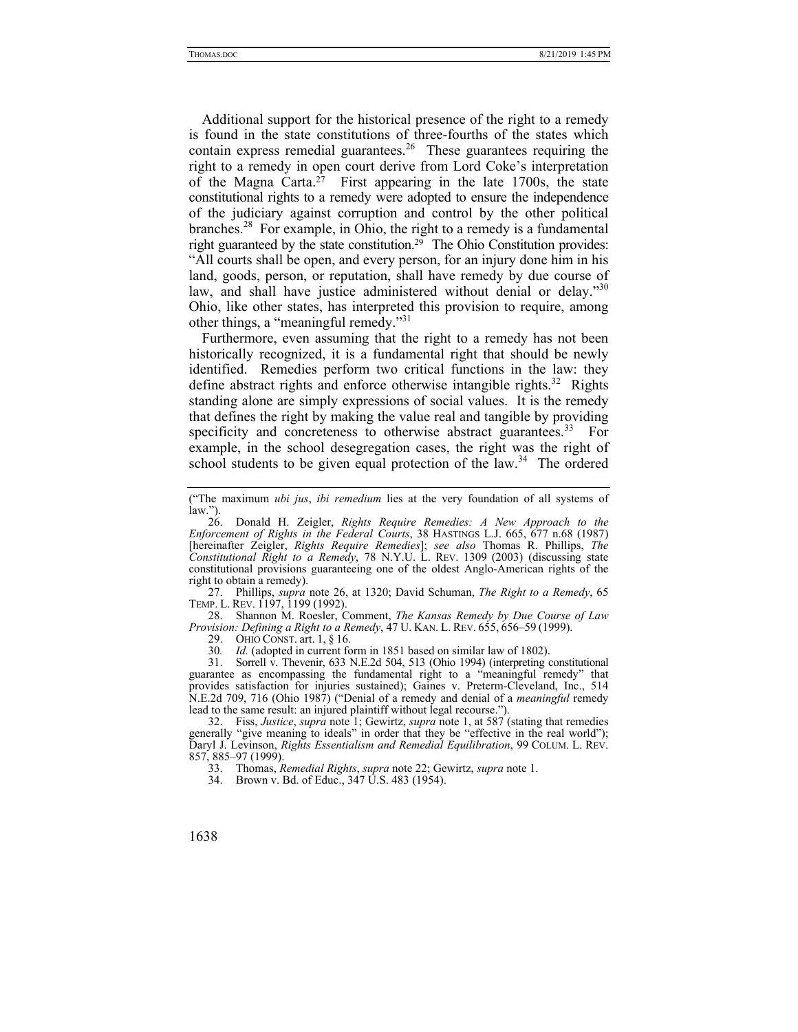Additional support for the historical presence of the right to a remedy is found in the state constitutions of three-fourths of the states which contain express remedial guarantees.[26] These guarantees requiring the right to a remedy in open court derive from Lord Coke's interpretation of the Magna Carta.[27] First appearing in the late 1700s, the state constitutional rights to a remedy were adopted to ensure the independence of the judiciary against corruption and control by the other political branches.[28] For example, in Ohio, the right to a remedy is a fundamental right guaranteed by the state constitution.[29] The Ohio Constitution provides: "All courts shall be open, and every person, for an injury done him in his land, goods, person, or reputation, shall have remedy by due course of law, and shall have justice administered without denial or delay."[30] Ohio, like other states, has interpreted this provision to require, among other things, a "meaningful remedy."[31]

Furthermore, even assuming that the right to a remedy has not been historically recognized, it is a fundamental right that should be newly identified. Remedies perform two critical functions in the law: they define abstract rights and enforce otherwise intangible rights.[32] Rights standing alone are simply expressions of social values. It is the remedy that defines the right by making the value real and tangible by providing specificity and concreteness to otherwise abstract guarantees.[33] For example, in the school desegregation cases, the right was the right of school students to be given equal protection of the law.[34] The ordered

---

("The maximum *ubi jus*, *ibi remedium* lies at the very foundation of all systems of law.").

26. Donald H. Zeigler, *Rights Require Remedies: A New Approach to the Enforcement of Rights in the Federal Courts*, 38 HASTINGS L.J. 665, 677 n.68 (1987) [hereinafter Zeigler, *Rights Require Remedies*]; *see also* Thomas R. Phillips, *The Constitutional Right to a Remedy*, 78 N.Y.U. L. REV. 1309 (2003) (discussing state constitutional provisions guaranteeing one of the oldest Anglo-American rights of the right to obtain a remedy).

27. Phillips, *supra* note 26, at 1320; David Schuman, *The Right to a Remedy*, 65 TEMP. L. REV. 1197, 1199 (1992).

28. Shannon M. Roesler, Comment, *The Kansas Remedy by Due Course of Law Provision: Defining a Right to a Remedy*, 47 U. KAN. L. REV. 655, 656–59 (1999).

29. OHIO CONST. art. 1, § 16.

30. *Id.* (adopted in current form in 1851 based on similar law of 1802).

31. Sorrell v. Thevenir, 633 N.E.2d 504, 513 (Ohio 1994) (interpreting constitutional guarantee as encompassing the fundamental right to a "meaningful remedy" that provides satisfaction for injuries sustained); Gaines v. Preterm-Cleveland, Inc., 514 N.E.2d 709, 716 (Ohio 1987) ("Denial of a remedy and denial of a *meaningful* remedy lead to the same result: an injured plaintiff without legal recourse.").

32. Fiss, *Justice*, *supra* note 1; Gewirtz, *supra* note 1, at 587 (stating that remedies generally "give meaning to ideals" in order that they be "effective in the real world"); Daryl J. Levinson, *Rights Essentialism and Remedial Equilibration*, 99 COLUM. L. REV. 857, 885–97 (1999).

33. Thomas, *Remedial Rights*, *supra* note 22; Gewirtz, *supra* note 1.

34. Brown v. Bd. of Educ., 347 U.S. 483 (1954).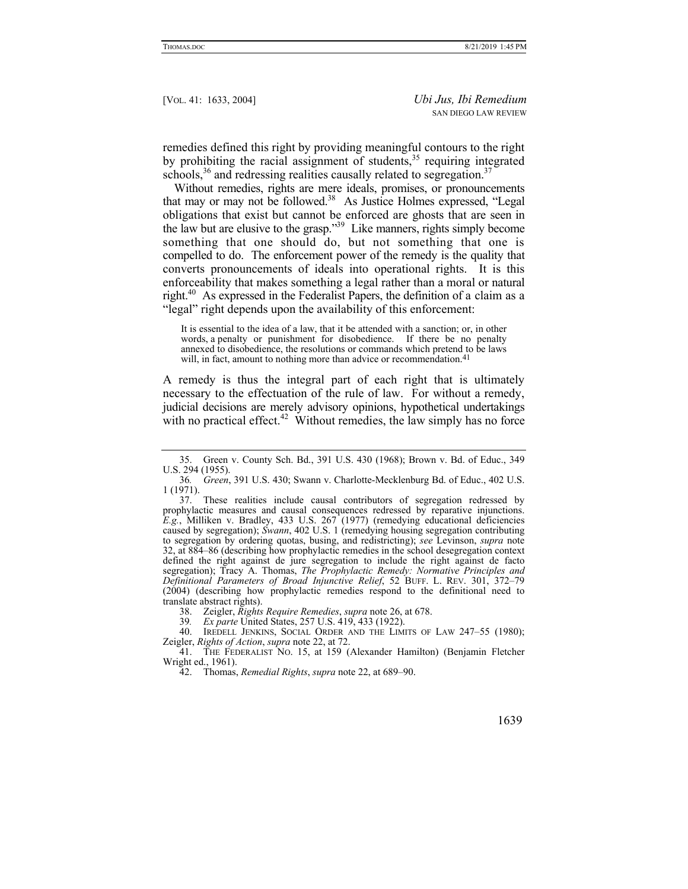remedies defined this right by providing meaningful contours to the right by prohibiting the racial assignment of students,[35] requiring integrated schools,[36] and redressing realities causally related to segregation.[37]

Without remedies, rights are mere ideals, promises, or pronouncements that may or may not be followed.[38] As Justice Holmes expressed, "Legal obligations that exist but cannot be enforced are ghosts that are seen in the law but are elusive to the grasp."[39] Like manners, rights simply become something that one should do, but not something that one is compelled to do. The enforcement power of the remedy is the quality that converts pronouncements of ideals into operational rights. It is this enforceability that makes something a legal rather than a moral or natural right.[40] As expressed in the Federalist Papers, the definition of a claim as a "legal" right depends upon the availability of this enforcement:

> It is essential to the idea of a law, that it be attended with a sanction; or, in other words, a penalty or punishment for disobedience. If there be no penalty annexed to disobedience, the resolutions or commands which pretend to be laws will, in fact, amount to nothing more than advice or recommendation.[41]

A remedy is thus the integral part of each right that is ultimately necessary to the effectuation of the rule of law. For without a remedy, judicial decisions are merely advisory opinions, hypothetical undertakings with no practical effect.[42] Without remedies, the law simply has no force

---

35. Green v. County Sch. Bd., 391 U.S. 430 (1968); Brown v. Bd. of Educ., 349 U.S. 294 (1955).

36. *Green*, 391 U.S. 430; Swann v. Charlotte-Mecklenburg Bd. of Educ., 402 U.S. 1 (1971).

37. These realities include causal contributors of segregation redressed by prophylactic measures and causal consequences redressed by reparative injunctions. *E.g.*, Milliken v. Bradley, 433 U.S. 267 (1977) (remedying educational deficiencies caused by segregation); *Swann*, 402 U.S. 1 (remedying housing segregation contributing to segregation by ordering quotas, busing, and redistricting); *see* Levinson, *supra* note 32, at 884–86 (describing how prophylactic remedies in the school desegregation context defined the right against de jure segregation to include the right against de facto segregation); Tracy A. Thomas, *The Prophylactic Remedy: Normative Principles and Definitional Parameters of Broad Injunctive Relief*, 52 BUFF. L. REV. 301, 372–79 (2004) (describing how prophylactic remedies respond to the definitional need to translate abstract rights).

38. Zeigler, *Rights Require Remedies*, *supra* note 26, at 678.

39. *Ex parte* United States, 257 U.S. 419, 433 (1922).

40. IREDELL JENKINS, SOCIAL ORDER AND THE LIMITS OF LAW 247–55 (1980); Zeigler, *Rights of Action*, *supra* note 22, at 72.

41. THE FEDERALIST NO. 15, at 159 (Alexander Hamilton) (Benjamin Fletcher Wright ed., 1961).

42. Thomas, *Remedial Rights*, *supra* note 22, at 689–90.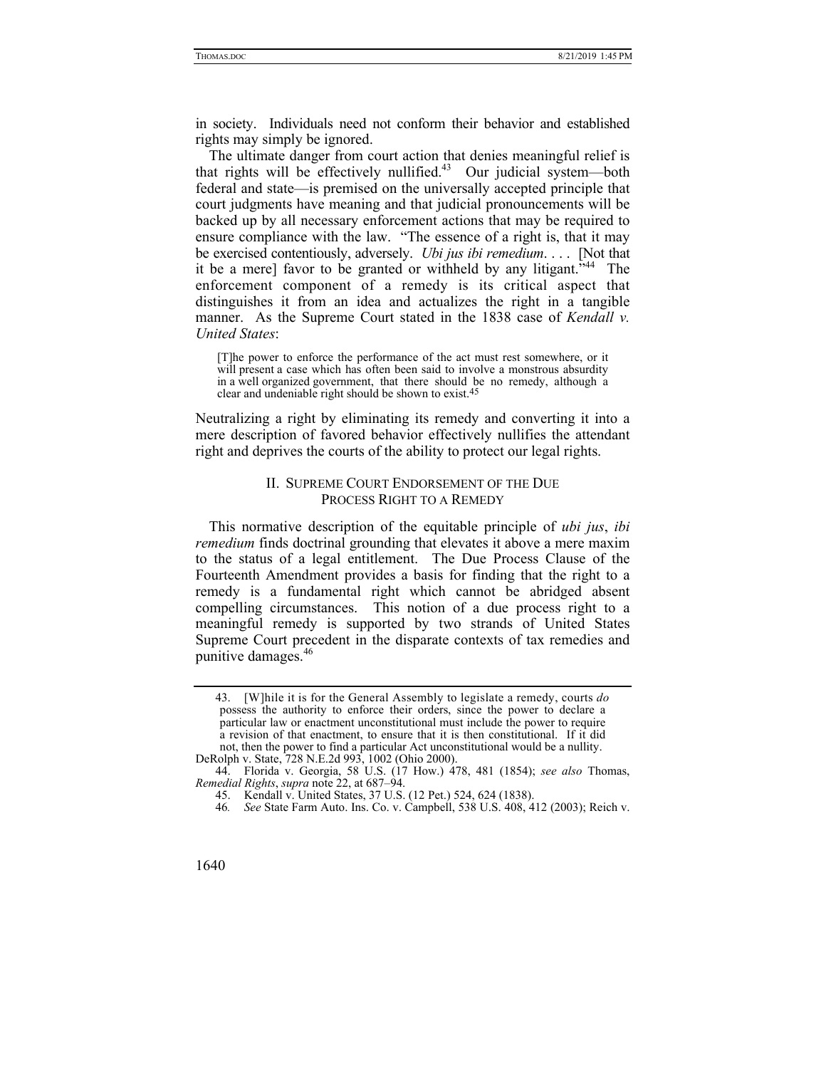in society. Individuals need not conform their behavior and established rights may simply be ignored.

The ultimate danger from court action that denies meaningful relief is that rights will be effectively nullified.[43] Our judicial system—both federal and state—is premised on the universally accepted principle that court judgments have meaning and that judicial pronouncements will be backed up by all necessary enforcement actions that may be required to ensure compliance with the law. "The essence of a right is, that it may be exercised contentiously, adversely. *Ubi jus ibi remedium*. . . . [Not that it be a mere] favor to be granted or withheld by any litigant."[44] The enforcement component of a remedy is its critical aspect that distinguishes it from an idea and actualizes the right in a tangible manner. As the Supreme Court stated in the 1838 case of *Kendall v. United States*:

> [T]he power to enforce the performance of the act must rest somewhere, or it will present a case which has often been said to involve a monstrous absurdity in a well organized government, that there should be no remedy, although a clear and undeniable right should be shown to exist.[45]

Neutralizing a right by eliminating its remedy and converting it into a mere description of favored behavior effectively nullifies the attendant right and deprives the courts of the ability to protect our legal rights.

## II. SUPREME COURT ENDORSEMENT OF THE DUE PROCESS RIGHT TO A REMEDY

This normative description of the equitable principle of *ubi jus*, *ibi remedium* finds doctrinal grounding that elevates it above a mere maxim to the status of a legal entitlement. The Due Process Clause of the Fourteenth Amendment provides a basis for finding that the right to a remedy is a fundamental right which cannot be abridged absent compelling circumstances. This notion of a due process right to a meaningful remedy is supported by two strands of United States Supreme Court precedent in the disparate contexts of tax remedies and punitive damages.[46]

---

43. [W]hile it is for the General Assembly to legislate a remedy, courts *do* possess the authority to enforce their orders, since the power to declare a particular law or enactment unconstitutional must include the power to require a revision of that enactment, to ensure that it is then constitutional. If it did not, then the power to find a particular Act unconstitutional would be a nullity.

DeRolph v. State, 728 N.E.2d 993, 1002 (Ohio 2000).

44. Florida v. Georgia, 58 U.S. (17 How.) 478, 481 (1854); *see also* Thomas, *Remedial Rights*, *supra* note 22, at 687–94.

45. Kendall v. United States, 37 U.S. (12 Pet.) 524, 624 (1838).

46. *See* State Farm Auto. Ins. Co. v. Campbell, 538 U.S. 408, 412 (2003); Reich v.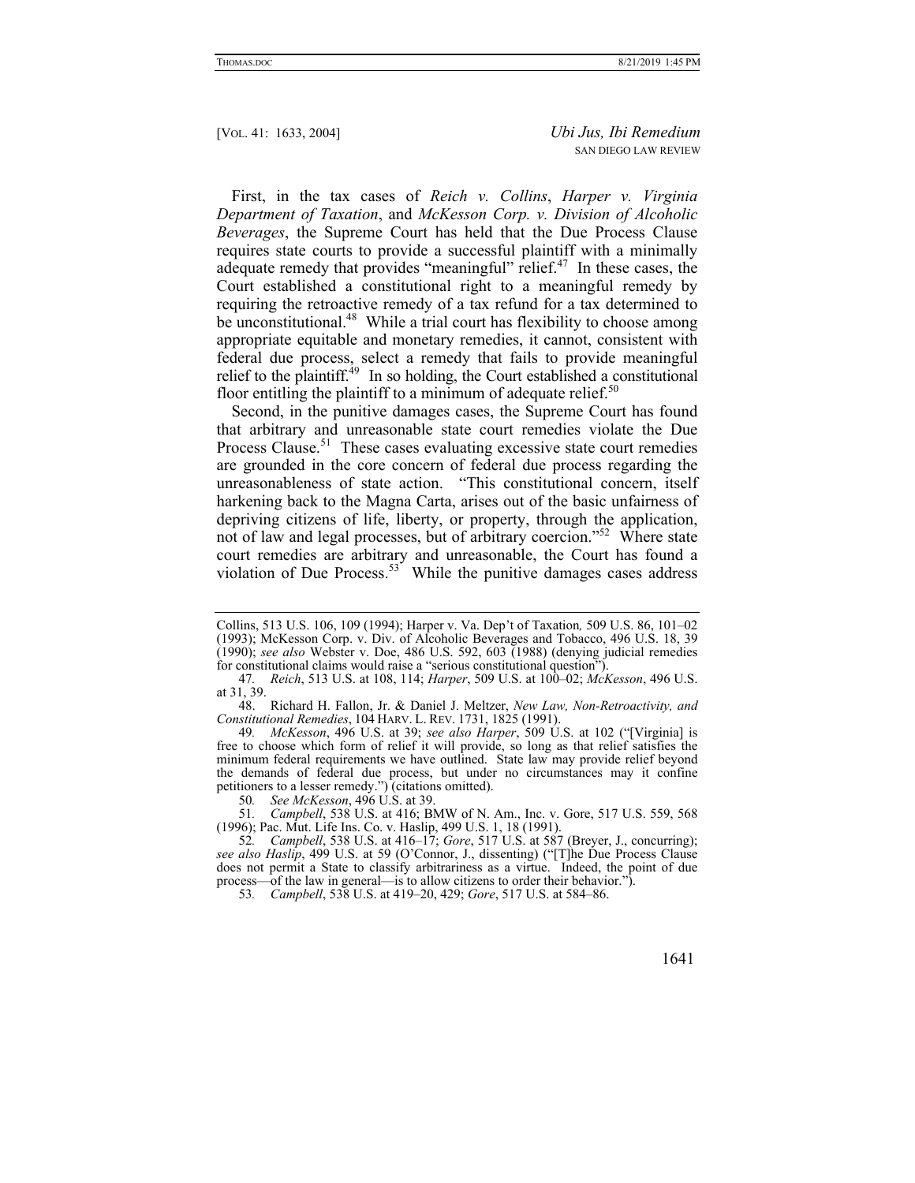First, in the tax cases of *Reich v. Collins*, *Harper v. Virginia Department of Taxation*, and *McKesson Corp. v. Division of Alcoholic Beverages*, the Supreme Court has held that the Due Process Clause requires state courts to provide a successful plaintiff with a minimally adequate remedy that provides "meaningful" relief.[47] In these cases, the Court established a constitutional right to a meaningful remedy by requiring the retroactive remedy of a tax refund for a tax determined to be unconstitutional.[48] While a trial court has flexibility to choose among appropriate equitable and monetary remedies, it cannot, consistent with federal due process, select a remedy that fails to provide meaningful relief to the plaintiff.[49] In so holding, the Court established a constitutional floor entitling the plaintiff to a minimum of adequate relief.[50]

Second, in the punitive damages cases, the Supreme Court has found that arbitrary and unreasonable state court remedies violate the Due Process Clause.[51] These cases evaluating excessive state court remedies are grounded in the core concern of federal due process regarding the unreasonableness of state action. "This constitutional concern, itself harkening back to the Magna Carta, arises out of the basic unfairness of depriving citizens of life, liberty, or property, through the application, not of law and legal processes, but of arbitrary coercion."[52] Where state court remedies are arbitrary and unreasonable, the Court has found a violation of Due Process.[53] While the punitive damages cases address

---

Collins, 513 U.S. 106, 109 (1994); Harper v. Va. Dep't of Taxation*,* 509 U.S. 86, 101–02 (1993); McKesson Corp. v. Div. of Alcoholic Beverages and Tobacco, 496 U.S. 18, 39 (1990); *see also* Webster v. Doe, 486 U.S. 592, 603 (1988) (denying judicial remedies for constitutional claims would raise a "serious constitutional question").

47. *Reich*, 513 U.S. at 108, 114; *Harper*, 509 U.S. at 100–02; *McKesson*, 496 U.S. at 31, 39.

48. Richard H. Fallon, Jr. & Daniel J. Meltzer, *New Law, Non-Retroactivity, and Constitutional Remedies*, 104 HARV. L. REV. 1731, 1825 (1991).

49. *McKesson*, 496 U.S. at 39; *see also Harper*, 509 U.S. at 102 ("[Virginia] is free to choose which form of relief it will provide, so long as that relief satisfies the minimum federal requirements we have outlined. State law may provide relief beyond the demands of federal due process, but under no circumstances may it confine petitioners to a lesser remedy.") (citations omitted).

50. *See McKesson*, 496 U.S. at 39.

51. *Campbell*, 538 U.S. at 416; BMW of N. Am., Inc. v. Gore, 517 U.S. 559, 568 (1996); Pac. Mut. Life Ins. Co. v. Haslip, 499 U.S. 1, 18 (1991).

52. *Campbell*, 538 U.S. at 416–17; *Gore*, 517 U.S. at 587 (Breyer, J., concurring); *see also Haslip*, 499 U.S. at 59 (O'Connor, J., dissenting) ("[T]he Due Process Clause does not permit a State to classify arbitrariness as a virtue. Indeed, the point of due process—of the law in general—is to allow citizens to order their behavior.").

53. *Campbell*, 538 U.S. at 419–20, 429; *Gore*, 517 U.S. at 584–86.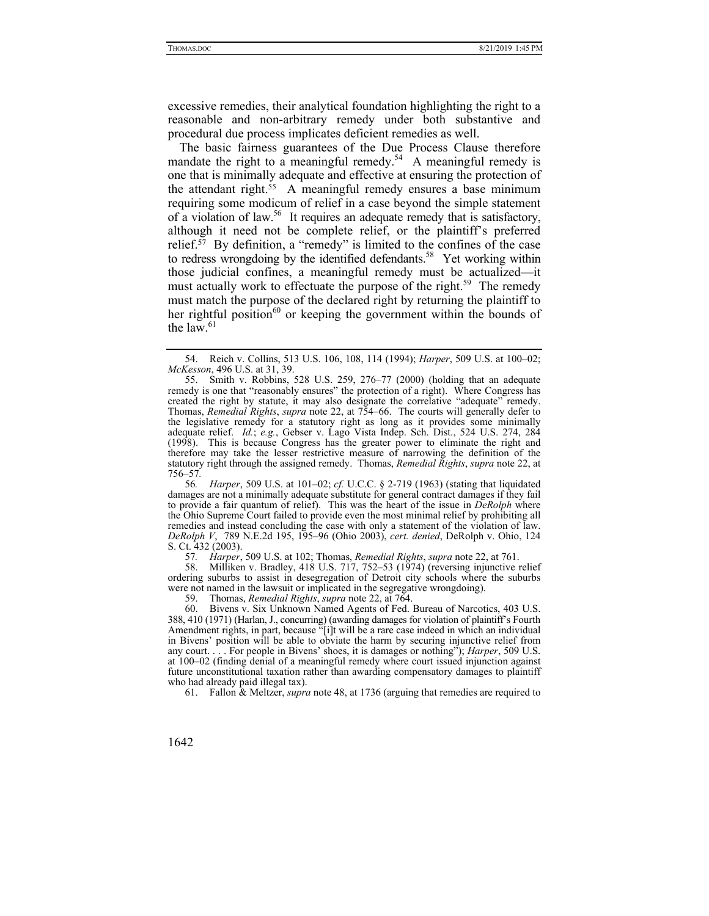excessive remedies, their analytical foundation highlighting the right to a reasonable and non-arbitrary remedy under both substantive and procedural due process implicates deficient remedies as well.

The basic fairness guarantees of the Due Process Clause therefore mandate the right to a meaningful remedy.[54] A meaningful remedy is one that is minimally adequate and effective at ensuring the protection of the attendant right.[55] A meaningful remedy ensures a base minimum requiring some modicum of relief in a case beyond the simple statement of a violation of law.[56] It requires an adequate remedy that is satisfactory, although it need not be complete relief, or the plaintiff's preferred relief.[57] By definition, a "remedy" is limited to the confines of the case to redress wrongdoing by the identified defendants.[58] Yet working within those judicial confines, a meaningful remedy must be actualized—it must actually work to effectuate the purpose of the right.[59] The remedy must match the purpose of the declared right by returning the plaintiff to her rightful position[60] or keeping the government within the bounds of the law.[61]

---

54. Reich v. Collins, 513 U.S. 106, 108, 114 (1994); *Harper*, 509 U.S. at 100–02; *McKesson*, 496 U.S. at 31, 39.

55. Smith v. Robbins, 528 U.S. 259, 276–77 (2000) (holding that an adequate remedy is one that "reasonably ensures" the protection of a right). Where Congress has created the right by statute, it may also designate the correlative "adequate" remedy. Thomas, *Remedial Rights*, *supra* note 22, at 754–66. The courts will generally defer to the legislative remedy for a statutory right as long as it provides some minimally adequate relief. *Id.*; *e.g.*, Gebser v. Lago Vista Indep. Sch. Dist., 524 U.S. 274, 284 (1998). This is because Congress has the greater power to eliminate the right and therefore may take the lesser restrictive measure of narrowing the definition of the statutory right through the assigned remedy. Thomas, *Remedial Rights*, *supra* note 22, at 756–57.

56. *Harper*, 509 U.S. at 101–02; *cf.* U.C.C. § 2-719 (1963) (stating that liquidated damages are not a minimally adequate substitute for general contract damages if they fail to provide a fair quantum of relief). This was the heart of the issue in *DeRolph* where the Ohio Supreme Court failed to provide even the most minimal relief by prohibiting all remedies and instead concluding the case with only a statement of the violation of law. *DeRolph V*, 789 N.E.2d 195, 195–96 (Ohio 2003), *cert. denied*, DeRolph v. Ohio, 124 S. Ct. 432 (2003).

57. *Harper*, 509 U.S. at 102; Thomas, *Remedial Rights*, *supra* note 22, at 761.

58. Milliken v. Bradley, 418 U.S. 717, 752–53 (1974) (reversing injunctive relief ordering suburbs to assist in desegregation of Detroit city schools where the suburbs were not named in the lawsuit or implicated in the segregative wrongdoing).

59. Thomas, *Remedial Rights*, *supra* note 22, at 764.

60. Bivens v. Six Unknown Named Agents of Fed. Bureau of Narcotics, 403 U.S. 388, 410 (1971) (Harlan, J., concurring) (awarding damages for violation of plaintiff's Fourth Amendment rights, in part, because "[i]t will be a rare case indeed in which an individual in Bivens' position will be able to obviate the harm by securing injunctive relief from any court. . . . For people in Bivens' shoes, it is damages or nothing"); *Harper*, 509 U.S. at 100–02 (finding denial of a meaningful remedy where court issued injunction against future unconstitutional taxation rather than awarding compensatory damages to plaintiff who had already paid illegal tax).

61. Fallon & Meltzer, *supra* note 48, at 1736 (arguing that remedies are required to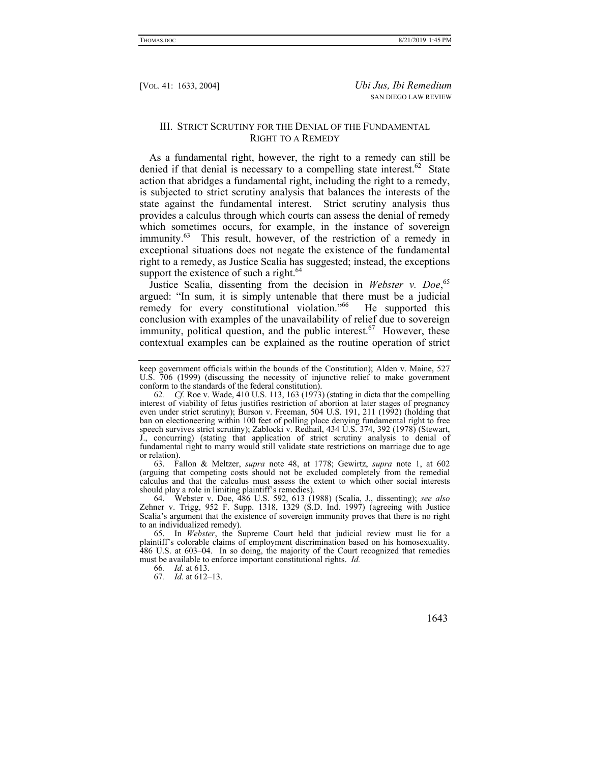## III. STRICT SCRUTINY FOR THE DENIAL OF THE FUNDAMENTAL RIGHT TO A REMEDY

As a fundamental right, however, the right to a remedy can still be denied if that denial is necessary to a compelling state interest.[62] State action that abridges a fundamental right, including the right to a remedy, is subjected to strict scrutiny analysis that balances the interests of the state against the fundamental interest. Strict scrutiny analysis thus provides a calculus through which courts can assess the denial of remedy which sometimes occurs, for example, in the instance of sovereign immunity.[63] This result, however, of the restriction of a remedy in exceptional situations does not negate the existence of the fundamental right to a remedy, as Justice Scalia has suggested; instead, the exceptions support the existence of such a right.[64]

Justice Scalia, dissenting from the decision in *Webster v. Doe*,[65] argued: "In sum, it is simply untenable that there must be a judicial remedy for every constitutional violation."[66] He supported this conclusion with examples of the unavailability of relief due to sovereign immunity, political question, and the public interest.[67] However, these contextual examples can be explained as the routine operation of strict

---

keep government officials within the bounds of the Constitution); Alden v. Maine, 527 U.S. 706 (1999) (discussing the necessity of injunctive relief to make government conform to the standards of the federal constitution).

62. *Cf.* Roe v. Wade, 410 U.S. 113, 163 (1973) (stating in dicta that the compelling interest of viability of fetus justifies restriction of abortion at later stages of pregnancy even under strict scrutiny); Burson v. Freeman, 504 U.S. 191, 211 (1992) (holding that ban on electioneering within 100 feet of polling place denying fundamental right to free speech survives strict scrutiny); Zablocki v. Redhail, 434 U.S. 374, 392 (1978) (Stewart, J., concurring) (stating that application of strict scrutiny analysis to denial of fundamental right to marry would still validate state restrictions on marriage due to age or relation).

63. Fallon & Meltzer, *supra* note 48, at 1778; Gewirtz, *supra* note 1, at 602 (arguing that competing costs should not be excluded completely from the remedial calculus and that the calculus must assess the extent to which other social interests should play a role in limiting plaintiff's remedies).

64. Webster v. Doe, 486 U.S. 592, 613 (1988) (Scalia, J., dissenting); *see also* Zehner v. Trigg, 952 F. Supp. 1318, 1329 (S.D. Ind. 1997) (agreeing with Justice Scalia's argument that the existence of sovereign immunity proves that there is no right to an individualized remedy).

65. In *Webster*, the Supreme Court held that judicial review must lie for a plaintiff's colorable claims of employment discrimination based on his homosexuality. 486 U.S. at 603–04. In so doing, the majority of the Court recognized that remedies must be available to enforce important constitutional rights. *Id.*

66. *Id*. at 613.

67. *Id.* at 612–13.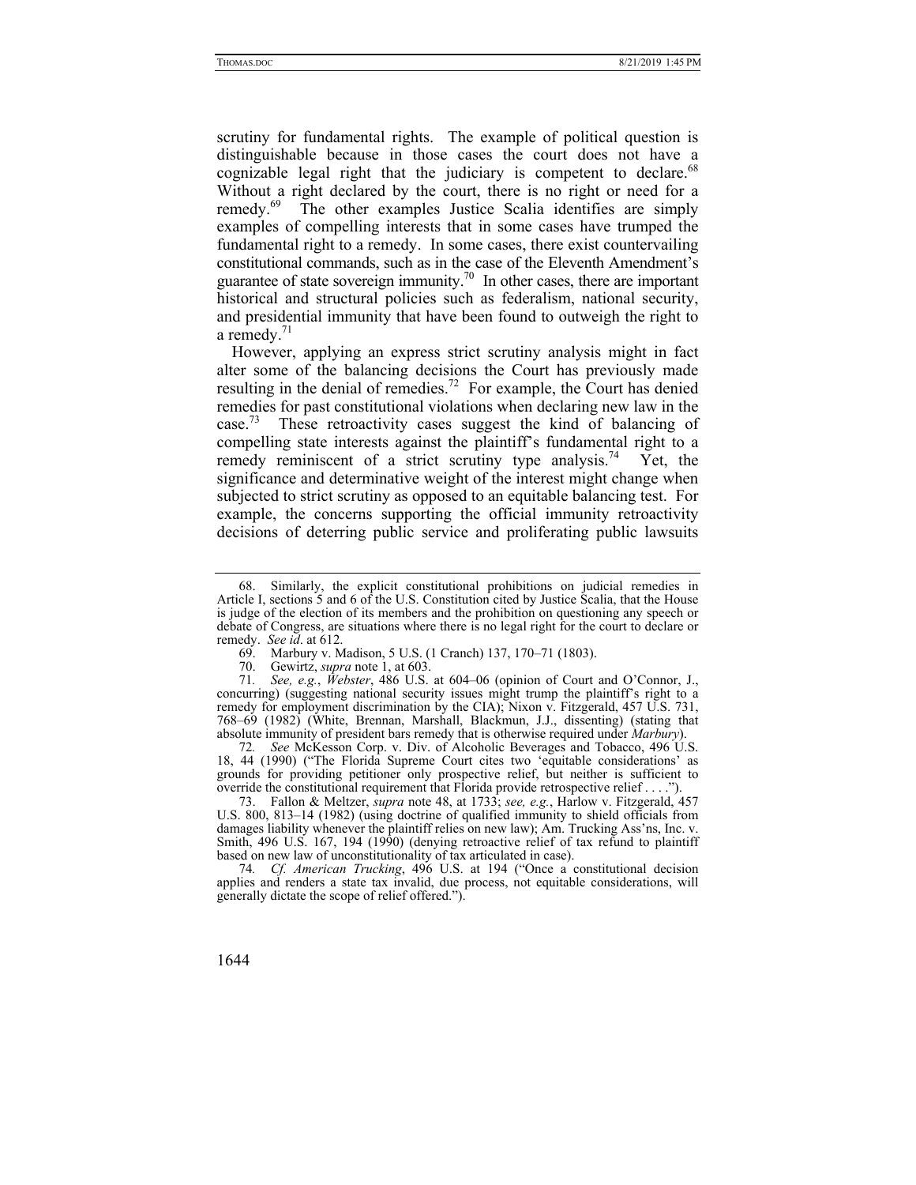scrutiny for fundamental rights. The example of political question is distinguishable because in those cases the court does not have a cognizable legal right that the judiciary is competent to declare.[68] Without a right declared by the court, there is no right or need for a remedy.[69] The other examples Justice Scalia identifies are simply examples of compelling interests that in some cases have trumped the fundamental right to a remedy. In some cases, there exist countervailing constitutional commands, such as in the case of the Eleventh Amendment's guarantee of state sovereign immunity.[70] In other cases, there are important historical and structural policies such as federalism, national security, and presidential immunity that have been found to outweigh the right to a remedy.[71]

However, applying an express strict scrutiny analysis might in fact alter some of the balancing decisions the Court has previously made resulting in the denial of remedies.[72] For example, the Court has denied remedies for past constitutional violations when declaring new law in the case.[73] These retroactivity cases suggest the kind of balancing of compelling state interests against the plaintiff's fundamental right to a remedy reminiscent of a strict scrutiny type analysis.[74] Yet, the significance and determinative weight of the interest might change when subjected to strict scrutiny as opposed to an equitable balancing test. For example, the concerns supporting the official immunity retroactivity decisions of deterring public service and proliferating public lawsuits

---

68. Similarly, the explicit constitutional prohibitions on judicial remedies in Article I, sections 5 and 6 of the U.S. Constitution cited by Justice Scalia, that the House is judge of the election of its members and the prohibition on questioning any speech or debate of Congress, are situations where there is no legal right for the court to declare or remedy. *See id*. at 612.

69. Marbury v. Madison, 5 U.S. (1 Cranch) 137, 170–71 (1803).

70. Gewirtz, *supra* note 1, at 603.

71. *See, e.g.*, *Webster*, 486 U.S. at 604–06 (opinion of Court and O'Connor, J., concurring) (suggesting national security issues might trump the plaintiff's right to a remedy for employment discrimination by the CIA); Nixon v. Fitzgerald, 457 U.S. 731, 768–69 (1982) (White, Brennan, Marshall, Blackmun, J.J., dissenting) (stating that absolute immunity of president bars remedy that is otherwise required under *Marbury*).

72. *See* McKesson Corp. v. Div. of Alcoholic Beverages and Tobacco, 496 U.S. 18, 44 (1990) ("The Florida Supreme Court cites two 'equitable considerations' as grounds for providing petitioner only prospective relief, but neither is sufficient to override the constitutional requirement that Florida provide retrospective relief . . . .").

73. Fallon & Meltzer, *supra* note 48, at 1733; *see, e.g.*, Harlow v. Fitzgerald, 457 U.S. 800, 813–14 (1982) (using doctrine of qualified immunity to shield officials from damages liability whenever the plaintiff relies on new law); Am. Trucking Ass'ns, Inc. v. Smith, 496 U.S. 167, 194 (1990) (denying retroactive relief of tax refund to plaintiff based on new law of unconstitutionality of tax articulated in case).

74. *Cf. American Trucking*, 496 U.S. at 194 ("Once a constitutional decision applies and renders a state tax invalid, due process, not equitable considerations, will generally dictate the scope of relief offered.").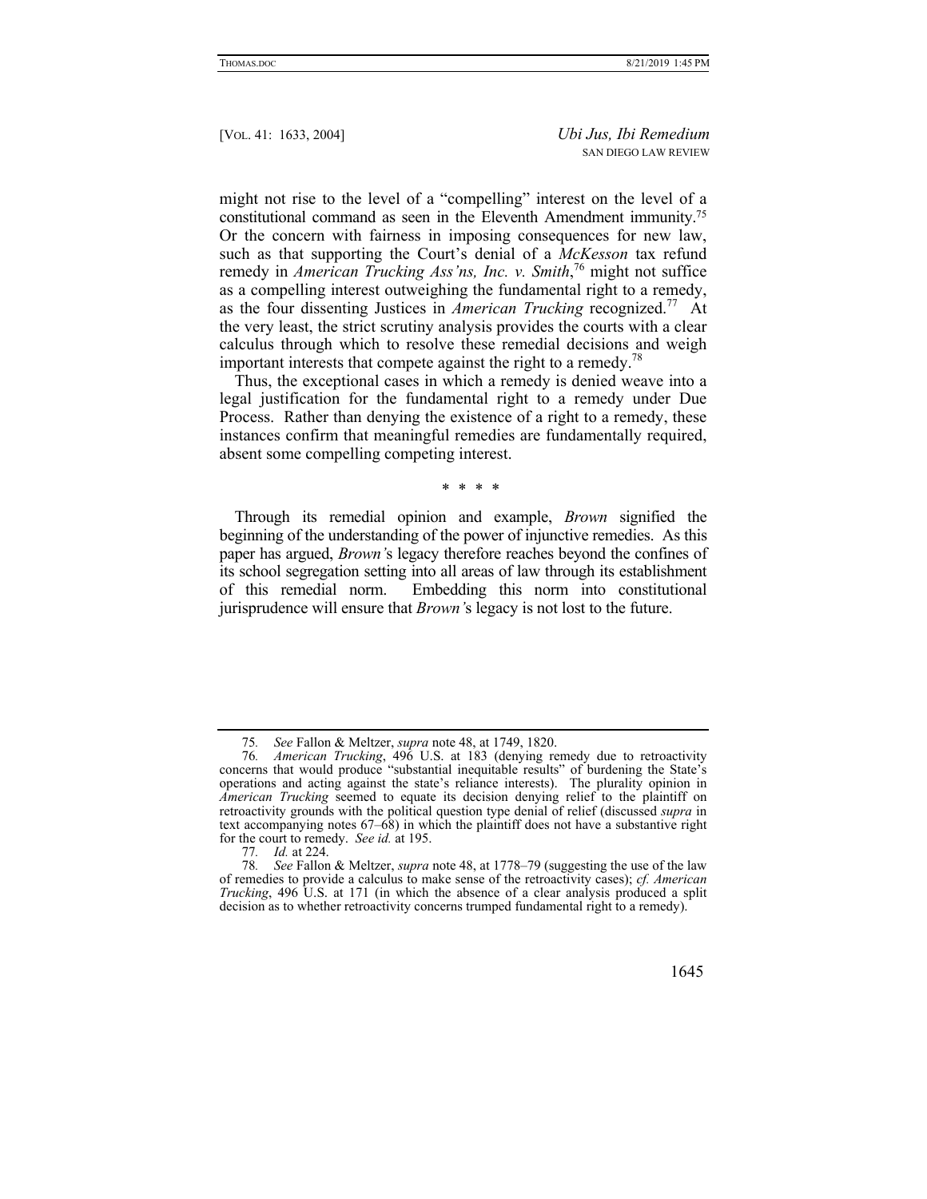might not rise to the level of a "compelling" interest on the level of a constitutional command as seen in the Eleventh Amendment immunity.[75] Or the concern with fairness in imposing consequences for new law, such as that supporting the Court's denial of a *McKesson* tax refund remedy in *American Trucking Ass'ns, Inc. v. Smith*,[76] might not suffice as a compelling interest outweighing the fundamental right to a remedy, as the four dissenting Justices in *American Trucking* recognized.[77] At the very least, the strict scrutiny analysis provides the courts with a clear calculus through which to resolve these remedial decisions and weigh important interests that compete against the right to a remedy.[78]

Thus, the exceptional cases in which a remedy is denied weave into a legal justification for the fundamental right to a remedy under Due Process. Rather than denying the existence of a right to a remedy, these instances confirm that meaningful remedies are fundamentally required, absent some compelling competing interest.

\* \* \* \*

Through its remedial opinion and example, *Brown* signified the beginning of the understanding of the power of injunctive remedies. As this paper has argued, *Brown's* legacy therefore reaches beyond the confines of its school segregation setting into all areas of law through its establishment of this remedial norm. Embedding this norm into constitutional jurisprudence will ensure that *Brown's* legacy is not lost to the future.

---

75. *See* Fallon & Meltzer, *supra* note 48, at 1749, 1820.

76. *American Trucking*, 496 U.S. at 183 (denying remedy due to retroactivity concerns that would produce "substantial inequitable results" of burdening the State's operations and acting against the state's reliance interests). The plurality opinion in *American Trucking* seemed to equate its decision denying relief to the plaintiff on retroactivity grounds with the political question type denial of relief (discussed *supra* in text accompanying notes 67–68) in which the plaintiff does not have a substantive right for the court to remedy. *See id.* at 195.

77. *Id.* at 224.

78. *See* Fallon & Meltzer, *supra* note 48, at 1778–79 (suggesting the use of the law of remedies to provide a calculus to make sense of the retroactivity cases); *cf. American Trucking*, 496 U.S. at 171 (in which the absence of a clear analysis produced a split decision as to whether retroactivity concerns trumped fundamental right to a remedy).